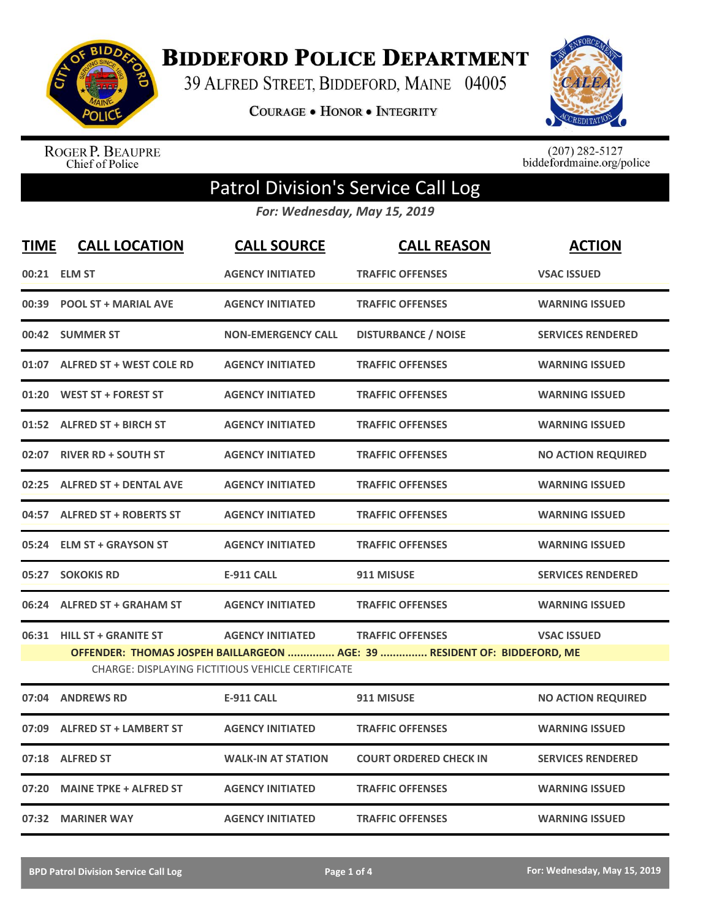# Biddeford Police Department

39 Alfred Street, Biddeford, Maine 04005

Courage • Honor • Integrity

Roger P. Beaupre
Chief of Police

(207) 282-5127
biddefordmaine.org/police

## Patrol Division's Service Call Log

*For: Wednesday, May 15, 2019*

| TIME | CALL LOCATION | CALL SOURCE | CALL REASON | ACTION |
|---|---|---|---|---|
| 00:21 | ELM ST | AGENCY INITIATED | TRAFFIC OFFENSES | VSAC ISSUED |
| 00:39 | POOL ST + MARIAL AVE | AGENCY INITIATED | TRAFFIC OFFENSES | WARNING ISSUED |
| 00:42 | SUMMER ST | NON-EMERGENCY CALL | DISTURBANCE / NOISE | SERVICES RENDERED |
| 01:07 | ALFRED ST + WEST COLE RD | AGENCY INITIATED | TRAFFIC OFFENSES | WARNING ISSUED |
| 01:20 | WEST ST + FOREST ST | AGENCY INITIATED | TRAFFIC OFFENSES | WARNING ISSUED |
| 01:52 | ALFRED ST + BIRCH ST | AGENCY INITIATED | TRAFFIC OFFENSES | WARNING ISSUED |
| 02:07 | RIVER RD + SOUTH ST | AGENCY INITIATED | TRAFFIC OFFENSES | NO ACTION REQUIRED |
| 02:25 | ALFRED ST + DENTAL AVE | AGENCY INITIATED | TRAFFIC OFFENSES | WARNING ISSUED |
| 04:57 | ALFRED ST + ROBERTS ST | AGENCY INITIATED | TRAFFIC OFFENSES | WARNING ISSUED |
| 05:24 | ELM ST + GRAYSON ST | AGENCY INITIATED | TRAFFIC OFFENSES | WARNING ISSUED |
| 05:27 | SOKOKIS RD | E-911 CALL | 911 MISUSE | SERVICES RENDERED |
| 06:24 | ALFRED ST + GRAHAM ST | AGENCY INITIATED | TRAFFIC OFFENSES | WARNING ISSUED |
| 06:31 | HILL ST + GRANITE ST | AGENCY INITIATED | TRAFFIC OFFENSES | VSAC ISSUED |
| | **OFFENDER: THOMAS JOSPEH BAILLARGEON ............... AGE: 39 ............... RESIDENT OF: BIDDEFORD, ME** | | | |
| | CHARGE: DISPLAYING FICTITIOUS VEHICLE CERTIFICATE | | | |
| 07:04 | ANDREWS RD | E-911 CALL | 911 MISUSE | NO ACTION REQUIRED |
| 07:09 | ALFRED ST + LAMBERT ST | AGENCY INITIATED | TRAFFIC OFFENSES | WARNING ISSUED |
| 07:18 | ALFRED ST | WALK-IN AT STATION | COURT ORDERED CHECK IN | SERVICES RENDERED |
| 07:20 | MAINE TPKE + ALFRED ST | AGENCY INITIATED | TRAFFIC OFFENSES | WARNING ISSUED |
| 07:32 | MARINER WAY | AGENCY INITIATED | TRAFFIC OFFENSES | WARNING ISSUED |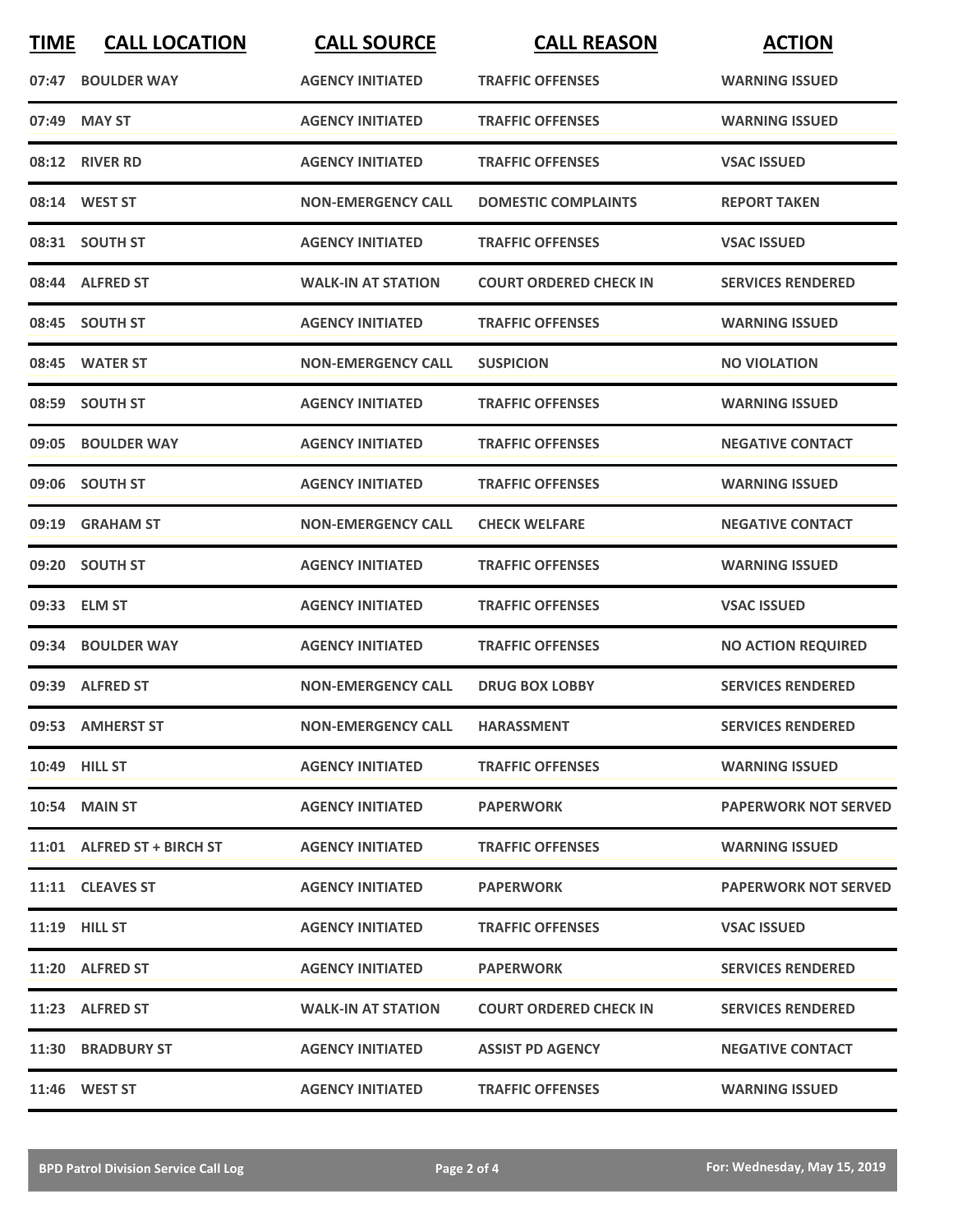| TIME | CALL LOCATION | CALL SOURCE | CALL REASON | ACTION |
|---|---|---|---|---|
| 07:47 | BOULDER WAY | AGENCY INITIATED | TRAFFIC OFFENSES | WARNING ISSUED |
| 07:49 | MAY ST | AGENCY INITIATED | TRAFFIC OFFENSES | WARNING ISSUED |
| 08:12 | RIVER RD | AGENCY INITIATED | TRAFFIC OFFENSES | VSAC ISSUED |
| 08:14 | WEST ST | NON-EMERGENCY CALL | DOMESTIC COMPLAINTS | REPORT TAKEN |
| 08:31 | SOUTH ST | AGENCY INITIATED | TRAFFIC OFFENSES | VSAC ISSUED |
| 08:44 | ALFRED ST | WALK-IN AT STATION | COURT ORDERED CHECK IN | SERVICES RENDERED |
| 08:45 | SOUTH ST | AGENCY INITIATED | TRAFFIC OFFENSES | WARNING ISSUED |
| 08:45 | WATER ST | NON-EMERGENCY CALL | SUSPICION | NO VIOLATION |
| 08:59 | SOUTH ST | AGENCY INITIATED | TRAFFIC OFFENSES | WARNING ISSUED |
| 09:05 | BOULDER WAY | AGENCY INITIATED | TRAFFIC OFFENSES | NEGATIVE CONTACT |
| 09:06 | SOUTH ST | AGENCY INITIATED | TRAFFIC OFFENSES | WARNING ISSUED |
| 09:19 | GRAHAM ST | NON-EMERGENCY CALL | CHECK WELFARE | NEGATIVE CONTACT |
| 09:20 | SOUTH ST | AGENCY INITIATED | TRAFFIC OFFENSES | WARNING ISSUED |
| 09:33 | ELM ST | AGENCY INITIATED | TRAFFIC OFFENSES | VSAC ISSUED |
| 09:34 | BOULDER WAY | AGENCY INITIATED | TRAFFIC OFFENSES | NO ACTION REQUIRED |
| 09:39 | ALFRED ST | NON-EMERGENCY CALL | DRUG BOX LOBBY | SERVICES RENDERED |
| 09:53 | AMHERST ST | NON-EMERGENCY CALL | HARASSMENT | SERVICES RENDERED |
| 10:49 | HILL ST | AGENCY INITIATED | TRAFFIC OFFENSES | WARNING ISSUED |
| 10:54 | MAIN ST | AGENCY INITIATED | PAPERWORK | PAPERWORK NOT SERVED |
| 11:01 | ALFRED ST + BIRCH ST | AGENCY INITIATED | TRAFFIC OFFENSES | WARNING ISSUED |
| 11:11 | CLEAVES ST | AGENCY INITIATED | PAPERWORK | PAPERWORK NOT SERVED |
| 11:19 | HILL ST | AGENCY INITIATED | TRAFFIC OFFENSES | VSAC ISSUED |
| 11:20 | ALFRED ST | AGENCY INITIATED | PAPERWORK | SERVICES RENDERED |
| 11:23 | ALFRED ST | WALK-IN AT STATION | COURT ORDERED CHECK IN | SERVICES RENDERED |
| 11:30 | BRADBURY ST | AGENCY INITIATED | ASSIST PD AGENCY | NEGATIVE CONTACT |
| 11:46 | WEST ST | AGENCY INITIATED | TRAFFIC OFFENSES | WARNING ISSUED |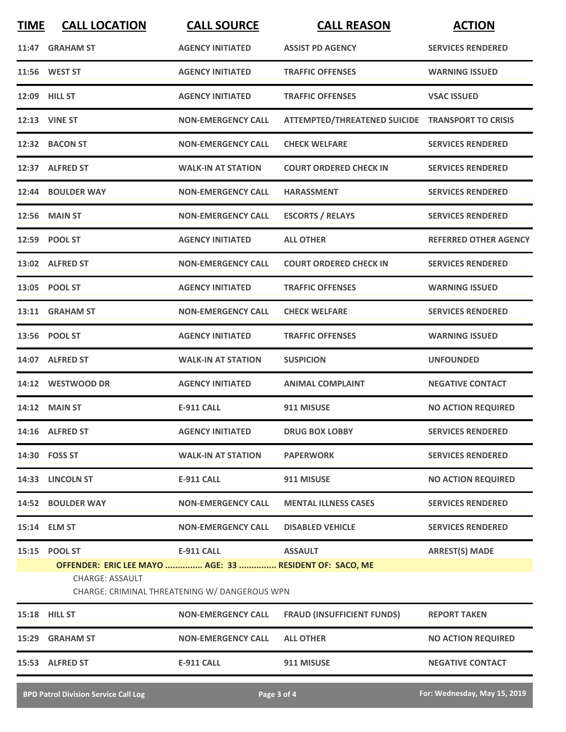| TIME | CALL LOCATION | CALL SOURCE | CALL REASON | ACTION |
|---|---|---|---|---|
| 11:47 | GRAHAM ST | AGENCY INITIATED | ASSIST PD AGENCY | SERVICES RENDERED |
| 11:56 | WEST ST | AGENCY INITIATED | TRAFFIC OFFENSES | WARNING ISSUED |
| 12:09 | HILL ST | AGENCY INITIATED | TRAFFIC OFFENSES | VSAC ISSUED |
| 12:13 | VINE ST | NON-EMERGENCY CALL | ATTEMPTED/THREATENED SUICIDE | TRANSPORT TO CRISIS |
| 12:32 | BACON ST | NON-EMERGENCY CALL | CHECK WELFARE | SERVICES RENDERED |
| 12:37 | ALFRED ST | WALK-IN AT STATION | COURT ORDERED CHECK IN | SERVICES RENDERED |
| 12:44 | BOULDER WAY | NON-EMERGENCY CALL | HARASSMENT | SERVICES RENDERED |
| 12:56 | MAIN ST | NON-EMERGENCY CALL | ESCORTS / RELAYS | SERVICES RENDERED |
| 12:59 | POOL ST | AGENCY INITIATED | ALL OTHER | REFERRED OTHER AGENCY |
| 13:02 | ALFRED ST | NON-EMERGENCY CALL | COURT ORDERED CHECK IN | SERVICES RENDERED |
| 13:05 | POOL ST | AGENCY INITIATED | TRAFFIC OFFENSES | WARNING ISSUED |
| 13:11 | GRAHAM ST | NON-EMERGENCY CALL | CHECK WELFARE | SERVICES RENDERED |
| 13:56 | POOL ST | AGENCY INITIATED | TRAFFIC OFFENSES | WARNING ISSUED |
| 14:07 | ALFRED ST | WALK-IN AT STATION | SUSPICION | UNFOUNDED |
| 14:12 | WESTWOOD DR | AGENCY INITIATED | ANIMAL COMPLAINT | NEGATIVE CONTACT |
| 14:12 | MAIN ST | E-911 CALL | 911 MISUSE | NO ACTION REQUIRED |
| 14:16 | ALFRED ST | AGENCY INITIATED | DRUG BOX LOBBY | SERVICES RENDERED |
| 14:30 | FOSS ST | WALK-IN AT STATION | PAPERWORK | SERVICES RENDERED |
| 14:33 | LINCOLN ST | E-911 CALL | 911 MISUSE | NO ACTION REQUIRED |
| 14:52 | BOULDER WAY | NON-EMERGENCY CALL | MENTAL ILLNESS CASES | SERVICES RENDERED |
| 15:14 | ELM ST | NON-EMERGENCY CALL | DISABLED VEHICLE | SERVICES RENDERED |
| 15:15 | POOL ST | E-911 CALL | ASSAULT | ARREST(S) MADE |
| | OFFENDER: ERIC LEE MAYO ............... AGE: 33 ............... RESIDENT OF: SACO, ME<br>CHARGE: ASSAULT<br>CHARGE: CRIMINAL THREATENING W/ DANGEROUS WPN | | | |
| 15:18 | HILL ST | NON-EMERGENCY CALL | FRAUD (INSUFFICIENT FUNDS) | REPORT TAKEN |
| 15:29 | GRAHAM ST | NON-EMERGENCY CALL | ALL OTHER | NO ACTION REQUIRED |
| 15:53 | ALFRED ST | E-911 CALL | 911 MISUSE | NEGATIVE CONTACT |

BPD Patrol Division Service Call Log — For: Wednesday, May 15, 2019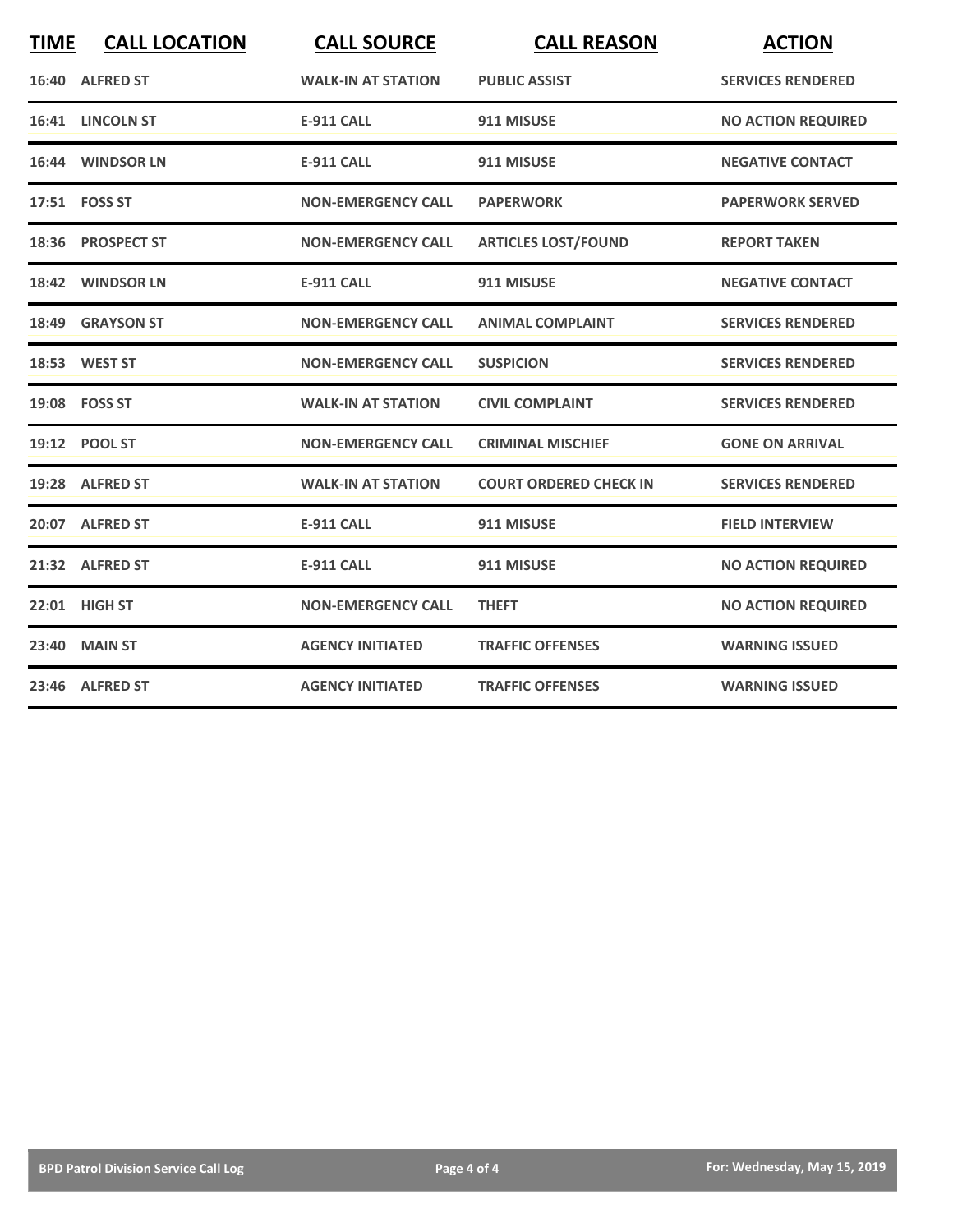| TIME | CALL LOCATION | CALL SOURCE | CALL REASON | ACTION |
|---|---|---|---|---|
| 16:40 | ALFRED ST | WALK-IN AT STATION | PUBLIC ASSIST | SERVICES RENDERED |
| 16:41 | LINCOLN ST | E-911 CALL | 911 MISUSE | NO ACTION REQUIRED |
| 16:44 | WINDSOR LN | E-911 CALL | 911 MISUSE | NEGATIVE CONTACT |
| 17:51 | FOSS ST | NON-EMERGENCY CALL | PAPERWORK | PAPERWORK SERVED |
| 18:36 | PROSPECT ST | NON-EMERGENCY CALL | ARTICLES LOST/FOUND | REPORT TAKEN |
| 18:42 | WINDSOR LN | E-911 CALL | 911 MISUSE | NEGATIVE CONTACT |
| 18:49 | GRAYSON ST | NON-EMERGENCY CALL | ANIMAL COMPLAINT | SERVICES RENDERED |
| 18:53 | WEST ST | NON-EMERGENCY CALL | SUSPICION | SERVICES RENDERED |
| 19:08 | FOSS ST | WALK-IN AT STATION | CIVIL COMPLAINT | SERVICES RENDERED |
| 19:12 | POOL ST | NON-EMERGENCY CALL | CRIMINAL MISCHIEF | GONE ON ARRIVAL |
| 19:28 | ALFRED ST | WALK-IN AT STATION | COURT ORDERED CHECK IN | SERVICES RENDERED |
| 20:07 | ALFRED ST | E-911 CALL | 911 MISUSE | FIELD INTERVIEW |
| 21:32 | ALFRED ST | E-911 CALL | 911 MISUSE | NO ACTION REQUIRED |
| 22:01 | HIGH ST | NON-EMERGENCY CALL | THEFT | NO ACTION REQUIRED |
| 23:40 | MAIN ST | AGENCY INITIATED | TRAFFIC OFFENSES | WARNING ISSUED |
| 23:46 | ALFRED ST | AGENCY INITIATED | TRAFFIC OFFENSES | WARNING ISSUED |